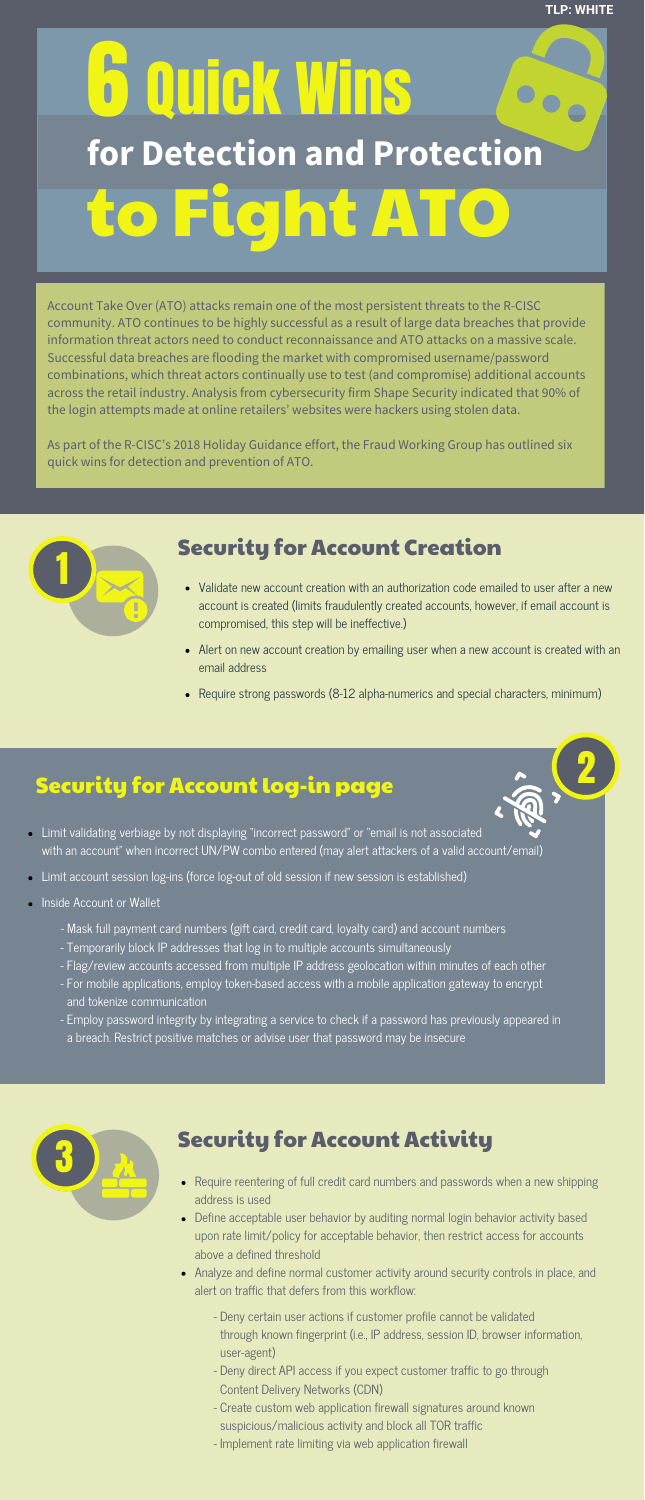TLP: WHITE

# 6 Quick Wins for Detection and Protection to Fight ATO

Account Take Over (ATO) attacks remain one of the most persistent threats to the R-CISC community. ATO continues to be highly successful as a result of large data breaches that provide information threat actors need to conduct reconnaissance and ATO attacks on a massive scale. Successful data breaches are flooding the market with compromised username/password combinations, which threat actors continually use to test (and compromise) additional accounts across the retail industry. Analysis from cybersecurity firm Shape Security indicated that 90% of the login attempts made at online retailers' websites were hackers using stolen data.

As part of the R-CISC's 2018 Holiday Guidance effort, the Fraud Working Group has outlined six quick wins for detection and prevention of ATO.

## 1 Security for Account Creation

- Validate new account creation with an authorization code emailed to user after a new account is created (limits fraudulently created accounts, however, if email account is compromised, this step will be ineffective.)
- Alert on new account creation by emailing user when a new account is created with an email address
- Require strong passwords (8-12 alpha-numerics and special characters, minimum)

## 2 Security for Account log-in page

- Limit validating verbiage by not displaying "incorrect password" or "email is not associated with an account" when incorrect UN/PW combo entered (may alert attackers of a valid account/email)
- Limit account session log-ins (force log-out of old session if new session is established)
- Inside Account or Wallet
  - Mask full payment card numbers (gift card, credit card, loyalty card) and account numbers
  - Temporarily block IP addresses that log in to multiple accounts simultaneously
  - Flag/review accounts accessed from multiple IP address geolocation within minutes of each other
  - For mobile applications, employ token-based access with a mobile application gateway to encrypt and tokenize communication
  - Employ password integrity by integrating a service to check if a password has previously appeared in a breach. Restrict positive matches or advise user that password may be insecure

## 3 Security for Account Activity

- Require reentering of full credit card numbers and passwords when a new shipping address is used
- Define acceptable user behavior by auditing normal login behavior activity based upon rate limit/policy for acceptable behavior, then restrict access for accounts above a defined threshold
- Analyze and define normal customer activity around security controls in place, and alert on traffic that defers from this workflow:
  - Deny certain user actions if customer profile cannot be validated through known fingerprint (i.e., IP address, session ID, browser information, user-agent)
  - Deny direct API access if you expect customer traffic to go through Content Delivery Networks (CDN)
  - Create custom web application firewall signatures around known suspicious/malicious activity and block all TOR traffic
  - Implement rate limiting via web application firewall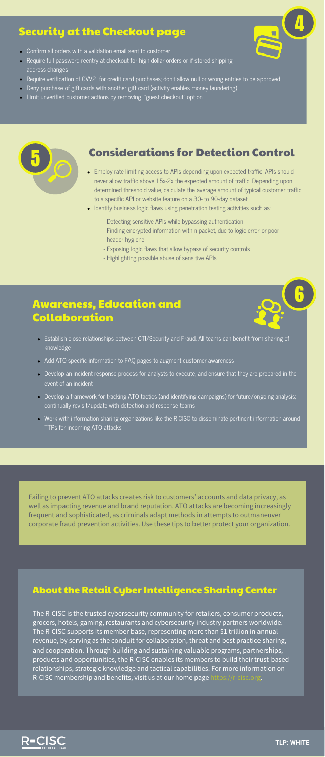## Security at the Checkout page

4

- Confirm all orders with a validation email sent to customer
- Require full password reentry at checkout for high-dollar orders or if stored shipping address changes
- Require verification of CVV2 for credit card purchases; don't allow null or wrong entries to be approved
- Deny purchase of gift cards with another gift card (activity enables money laundering)
- Limit unverified customer actions by removing "guest checkout" option

5

## Considerations for Detection Control

- Employ rate-limiting access to APIs depending upon expected traffic. APIs should never allow traffic above 1.5x-2x the expected amount of traffic. Depending upon determined threshold value, calculate the average amount of typical customer traffic to a specific API or website feature on a 30- to 90-day dataset
- Identify business logic flaws using penetration testing activities such as:
  - Detecting sensitive APIs while bypassing authentication
  - Finding encrypted information within packet, due to logic error or poor header hygiene
  - Exposing logic flaws that allow bypass of security controls
  - Highlighting possible abuse of sensitive APIs

## Awareness, Education and Collaboration

6

- Establish close relationships between CTI/Security and Fraud. All teams can benefit from sharing of knowledge
- Add ATO-specific information to FAQ pages to augment customer awareness
- Develop an incident response process for analysts to execute, and ensure that they are prepared in the event of an incident
- Develop a framework for tracking ATO tactics (and identifying campaigns) for future/ongoing analysis; continually revisit/update with detection and response teams
- Work with information sharing organizations like the R-CISC to disseminate pertinent information around TTPs for incoming ATO attacks

Failing to prevent ATO attacks creates risk to customers' accounts and data privacy, as well as impacting revenue and brand reputation. ATO attacks are becoming increasingly frequent and sophisticated, as criminals adapt methods in attempts to outmaneuver corporate fraud prevention activities. Use these tips to better protect your organization.

## About the Retail Cyber Intelligence Sharing Center

The R-CISC is the trusted cybersecurity community for retailers, consumer products, grocers, hotels, gaming, restaurants and cybersecurity industry partners worldwide. The R-CISC supports its member base, representing more than $1 trillion in annual revenue, by serving as the conduit for collaboration, threat and best practice sharing, and cooperation. Through building and sustaining valuable programs, partnerships, products and opportunities, the R-CISC enables its members to build their trust-based relationships, strategic knowledge and tactical capabilities. For more information on R-CISC membership and benefits, visit us at our home page https://r-cisc.org.

R-CISC

TLP: WHITE